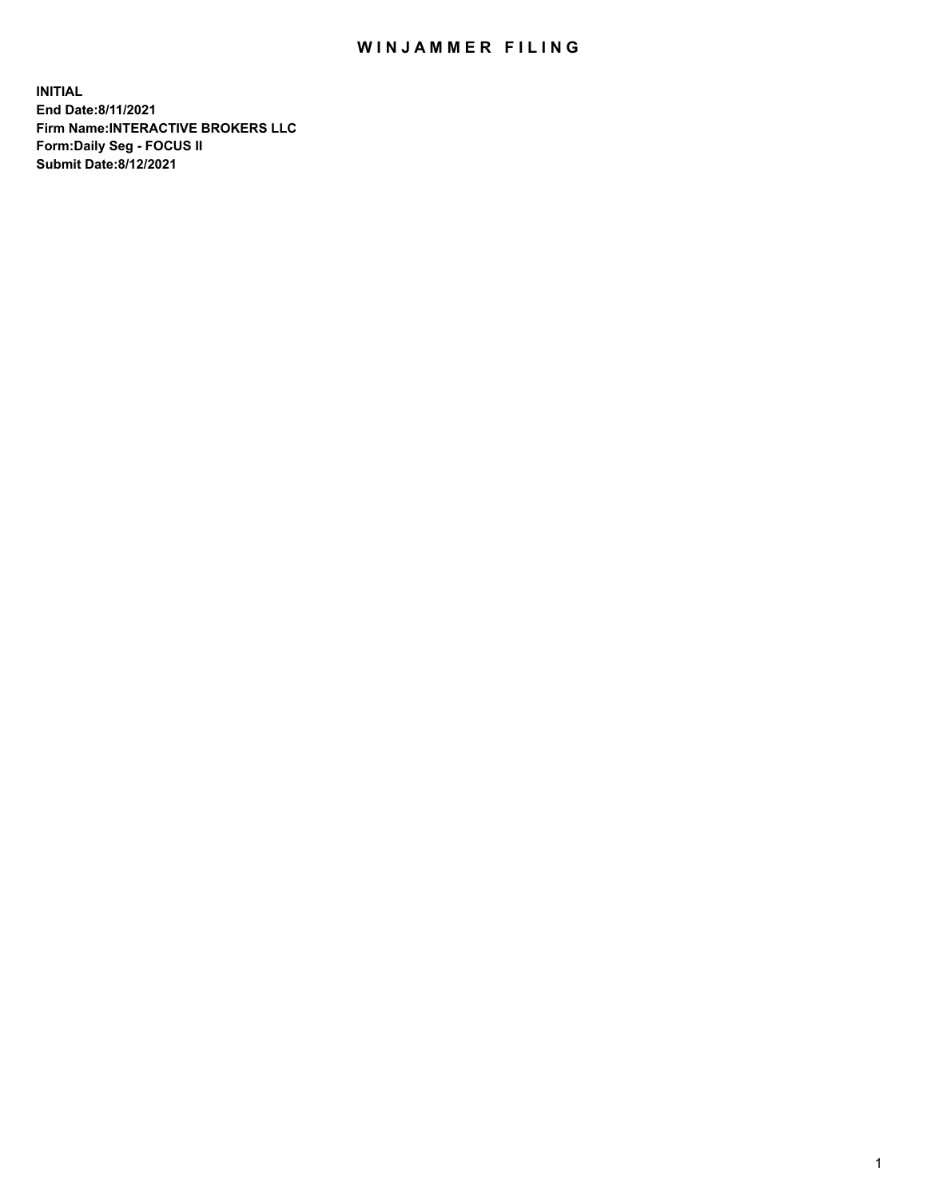# WINJAMMER FILING

**INITIAL**
**End Date:8/11/2021**
**Firm Name:INTERACTIVE BROKERS LLC**
**Form:Daily Seg - FOCUS II**
**Submit Date:8/12/2021**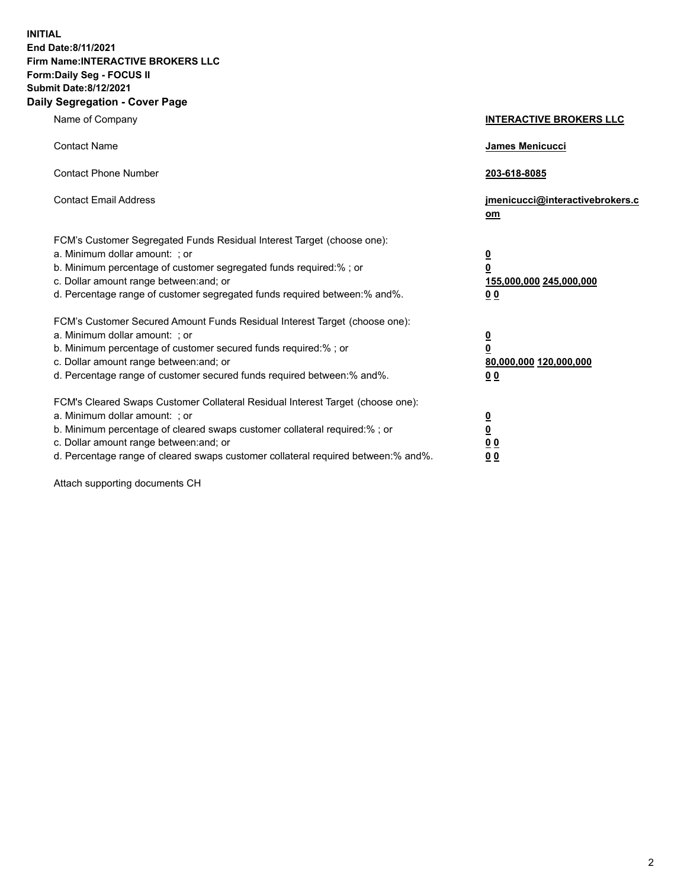**INITIAL**
**End Date:8/11/2021**
**Firm Name:INTERACTIVE BROKERS LLC**
**Form:Daily Seg - FOCUS II**
**Submit Date:8/12/2021**

## Daily Segregation - Cover Page

| | |
|---|---|
| Name of Company | **INTERACTIVE BROKERS LLC** |
| Contact Name | **James Menicucci** |
| Contact Phone Number | **203-618-8085** |
| Contact Email Address | **jmenicucci@interactivebrokers.com** |
| FCM's Customer Segregated Funds Residual Interest Target (choose one): | |
| a. Minimum dollar amount: ; or | **0** |
| b. Minimum percentage of customer segregated funds required:% ; or | **0** |
| c. Dollar amount range between:and; or | **155,000,000 245,000,000** |
| d. Percentage range of customer segregated funds required between:% and%. | **0 0** |
| FCM's Customer Secured Amount Funds Residual Interest Target (choose one): | |
| a. Minimum dollar amount: ; or | **0** |
| b. Minimum percentage of customer secured funds required:% ; or | **0** |
| c. Dollar amount range between:and; or | **80,000,000 120,000,000** |
| d. Percentage range of customer secured funds required between:% and%. | **0 0** |
| FCM's Cleared Swaps Customer Collateral Residual Interest Target (choose one): | |
| a. Minimum dollar amount: ; or | **0** |
| b. Minimum percentage of cleared swaps customer collateral required:% ; or | **0** |
| c. Dollar amount range between:and; or | **0 0** |
| d. Percentage range of cleared swaps customer collateral required between:% and%. | **0 0** |

Attach supporting documents CH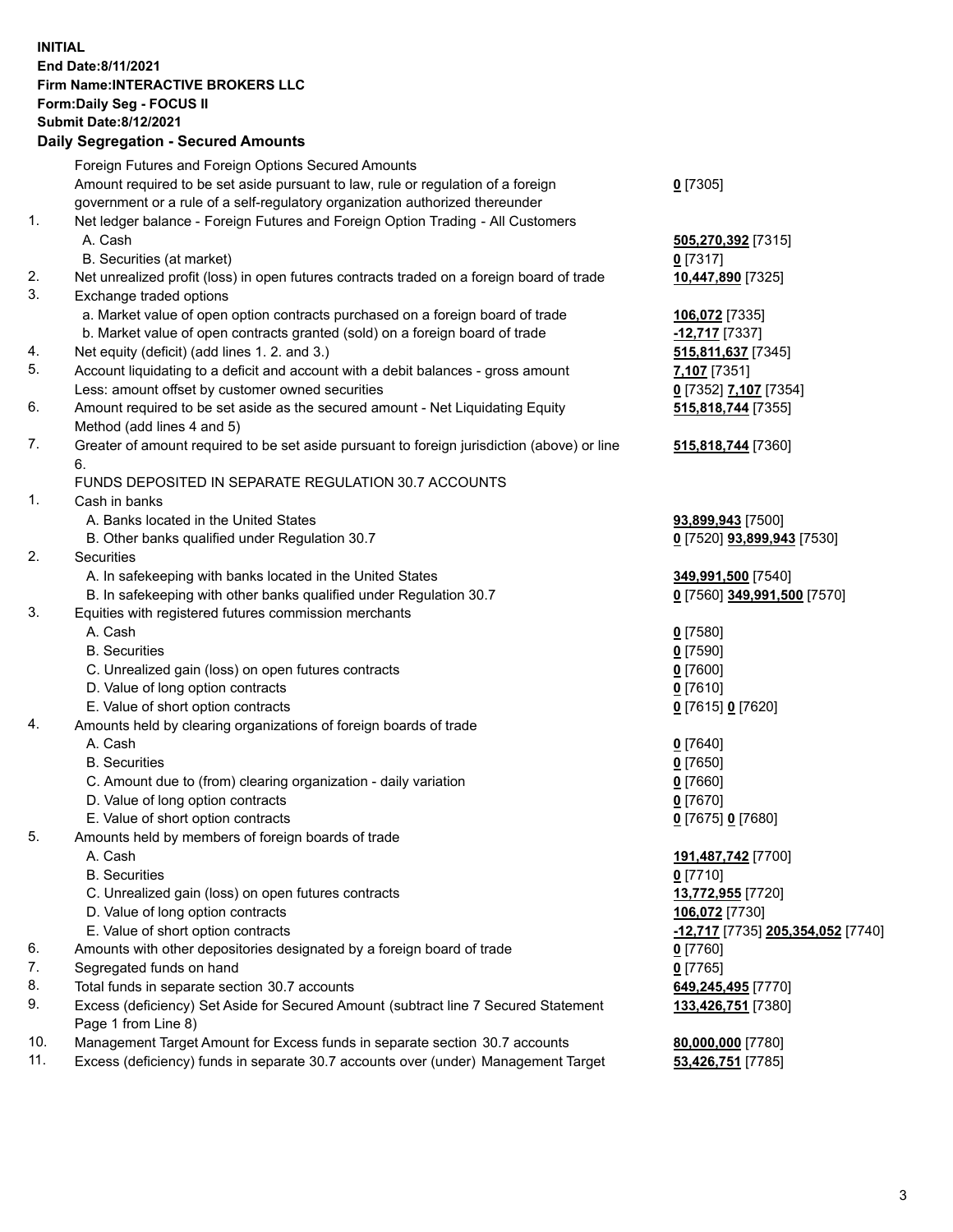**INITIAL**
**End Date:8/11/2021**
**Firm Name:INTERACTIVE BROKERS LLC**
**Form:Daily Seg - FOCUS II**
**Submit Date:8/12/2021**

**Daily Segregation - Secured Amounts**

| | | |
|---|---|---|
| | Foreign Futures and Foreign Options Secured Amounts | |
| | Amount required to be set aside pursuant to law, rule or regulation of a foreign government or a rule of a self-regulatory organization authorized thereunder | **0** [7305] |
| 1. | Net ledger balance - Foreign Futures and Foreign Option Trading - All Customers | |
| | A. Cash | **505,270,392** [7315] |
| | B. Securities (at market) | **0** [7317] |
| 2. | Net unrealized profit (loss) in open futures contracts traded on a foreign board of trade | **10,447,890** [7325] |
| 3. | Exchange traded options | |
| | a. Market value of open option contracts purchased on a foreign board of trade | **106,072** [7335] |
| | b. Market value of open contracts granted (sold) on a foreign board of trade | **-12,717** [7337] |
| 4. | Net equity (deficit) (add lines 1. 2. and 3.) | **515,811,637** [7345] |
| 5. | Account liquidating to a deficit and account with a debit balances - gross amount | **7,107** [7351] |
| | Less: amount offset by customer owned securities | **0** [7352] **7,107** [7354] |
| 6. | Amount required to be set aside as the secured amount - Net Liquidating Equity Method (add lines 4 and 5) | **515,818,744** [7355] |
| 7. | Greater of amount required to be set aside pursuant to foreign jurisdiction (above) or line 6. | **515,818,744** [7360] |
| | FUNDS DEPOSITED IN SEPARATE REGULATION 30.7 ACCOUNTS | |
| 1. | Cash in banks | |
| | A. Banks located in the United States | **93,899,943** [7500] |
| | B. Other banks qualified under Regulation 30.7 | **0** [7520] **93,899,943** [7530] |
| 2. | Securities | |
| | A. In safekeeping with banks located in the United States | **349,991,500** [7540] |
| | B. In safekeeping with other banks qualified under Regulation 30.7 | **0** [7560] **349,991,500** [7570] |
| 3. | Equities with registered futures commission merchants | |
| | A. Cash | **0** [7580] |
| | B. Securities | **0** [7590] |
| | C. Unrealized gain (loss) on open futures contracts | **0** [7600] |
| | D. Value of long option contracts | **0** [7610] |
| | E. Value of short option contracts | **0** [7615] **0** [7620] |
| 4. | Amounts held by clearing organizations of foreign boards of trade | |
| | A. Cash | **0** [7640] |
| | B. Securities | **0** [7650] |
| | C. Amount due to (from) clearing organization - daily variation | **0** [7660] |
| | D. Value of long option contracts | **0** [7670] |
| | E. Value of short option contracts | **0** [7675] **0** [7680] |
| 5. | Amounts held by members of foreign boards of trade | |
| | A. Cash | **191,487,742** [7700] |
| | B. Securities | **0** [7710] |
| | C. Unrealized gain (loss) on open futures contracts | **13,772,955** [7720] |
| | D. Value of long option contracts | **106,072** [7730] |
| | E. Value of short option contracts | **-12,717** [7735] **205,354,052** [7740] |
| 6. | Amounts with other depositories designated by a foreign board of trade | **0** [7760] |
| 7. | Segregated funds on hand | **0** [7765] |
| 8. | Total funds in separate section 30.7 accounts | **649,245,495** [7770] |
| 9. | Excess (deficiency) Set Aside for Secured Amount (subtract line 7 Secured Statement Page 1 from Line 8) | **133,426,751** [7380] |
| 10. | Management Target Amount for Excess funds in separate section 30.7 accounts | **80,000,000** [7780] |
| 11. | Excess (deficiency) funds in separate 30.7 accounts over (under) Management Target | **53,426,751** [7785] |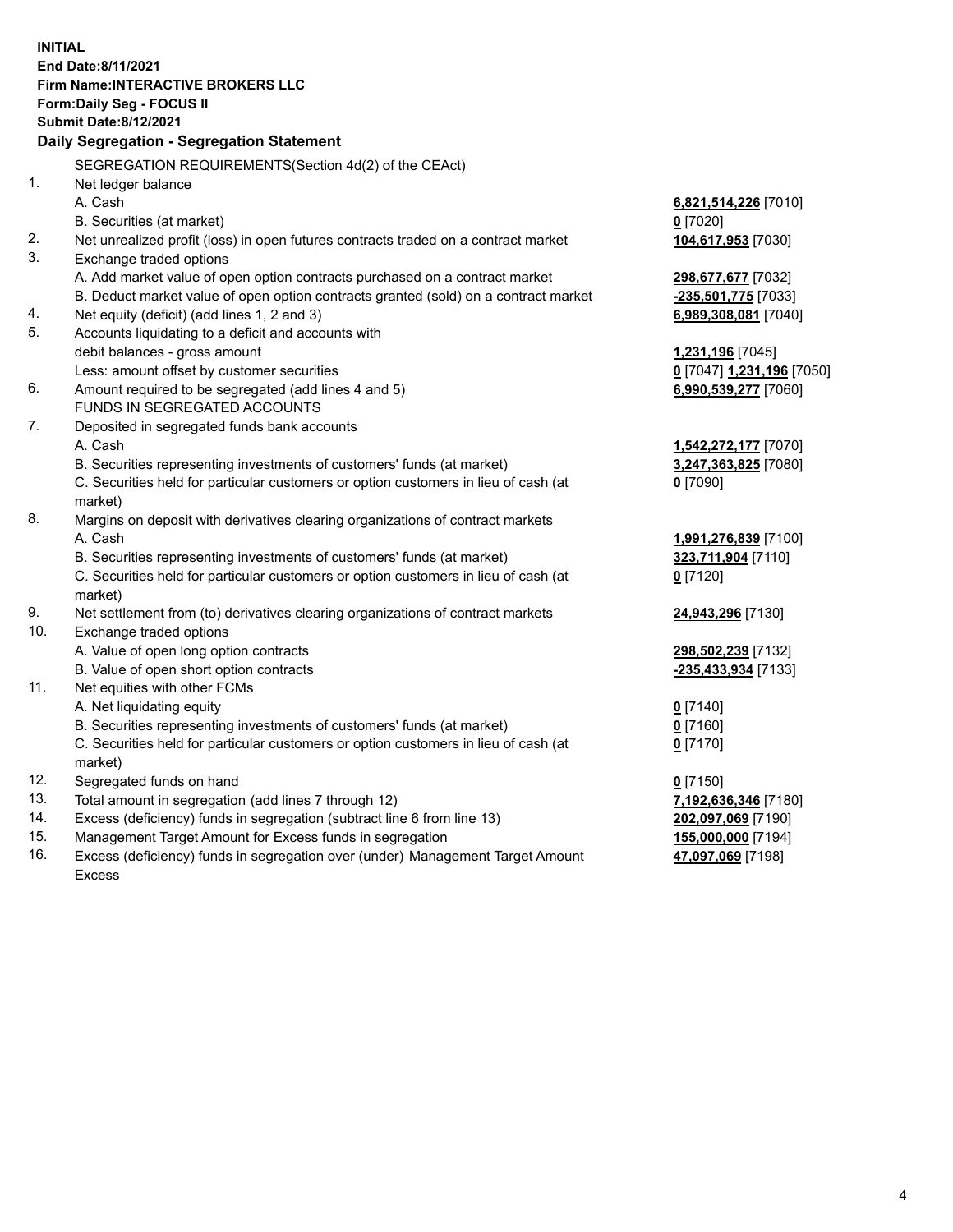**INITIAL**
**End Date:8/11/2021**
**Firm Name:INTERACTIVE BROKERS LLC**
**Form:Daily Seg - FOCUS II**
**Submit Date:8/12/2021**

## Daily Segregation - Segregation Statement

SEGREGATION REQUIREMENTS(Section 4d(2) of the CEAct)

| | | |
|---|---|---|
| 1. | Net ledger balance | |
| | A. Cash | **6,821,514,226** [7010] |
| | B. Securities (at market) | **0** [7020] |
| 2. | Net unrealized profit (loss) in open futures contracts traded on a contract market | **104,617,953** [7030] |
| 3. | Exchange traded options | |
| | A. Add market value of open option contracts purchased on a contract market | **298,677,677** [7032] |
| | B. Deduct market value of open option contracts granted (sold) on a contract market | **-235,501,775** [7033] |
| 4. | Net equity (deficit) (add lines 1, 2 and 3) | **6,989,308,081** [7040] |
| 5. | Accounts liquidating to a deficit and accounts with debit balances - gross amount | **1,231,196** [7045] |
| | Less: amount offset by customer securities | **0** [7047] **1,231,196** [7050] |
| 6. | Amount required to be segregated (add lines 4 and 5) | **6,990,539,277** [7060] |
| | FUNDS IN SEGREGATED ACCOUNTS | |
| 7. | Deposited in segregated funds bank accounts | |
| | A. Cash | **1,542,272,177** [7070] |
| | B. Securities representing investments of customers' funds (at market) | **3,247,363,825** [7080] |
| | C. Securities held for particular customers or option customers in lieu of cash (at market) | **0** [7090] |
| 8. | Margins on deposit with derivatives clearing organizations of contract markets | |
| | A. Cash | **1,991,276,839** [7100] |
| | B. Securities representing investments of customers' funds (at market) | **323,711,904** [7110] |
| | C. Securities held for particular customers or option customers in lieu of cash (at market) | **0** [7120] |
| 9. | Net settlement from (to) derivatives clearing organizations of contract markets | **24,943,296** [7130] |
| 10. | Exchange traded options | |
| | A. Value of open long option contracts | **298,502,239** [7132] |
| | B. Value of open short option contracts | **-235,433,934** [7133] |
| 11. | Net equities with other FCMs | |
| | A. Net liquidating equity | **0** [7140] |
| | B. Securities representing investments of customers' funds (at market) | **0** [7160] |
| | C. Securities held for particular customers or option customers in lieu of cash (at market) | **0** [7170] |
| 12. | Segregated funds on hand | **0** [7150] |
| 13. | Total amount in segregation (add lines 7 through 12) | **7,192,636,346** [7180] |
| 14. | Excess (deficiency) funds in segregation (subtract line 6 from line 13) | **202,097,069** [7190] |
| 15. | Management Target Amount for Excess funds in segregation | **155,000,000** [7194] |
| 16. | Excess (deficiency) funds in segregation over (under) Management Target Amount Excess | **47,097,069** [7198] |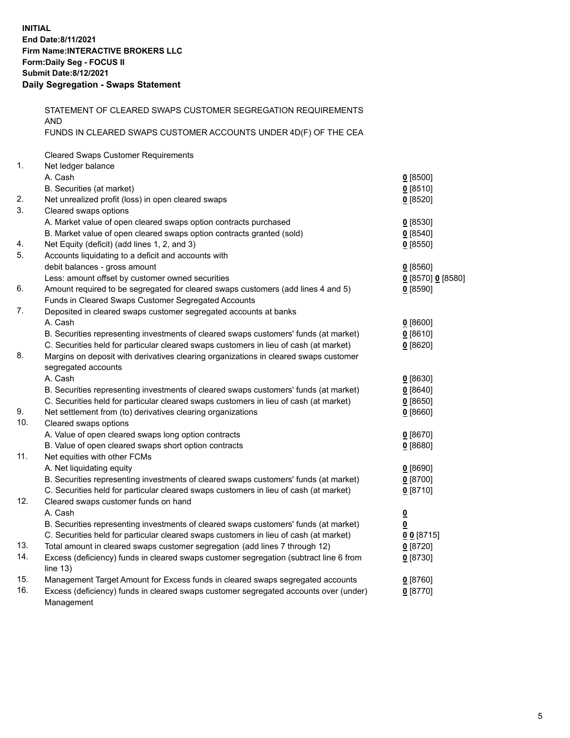**INITIAL**
**End Date:8/11/2021**
**Firm Name:INTERACTIVE BROKERS LLC**
**Form:Daily Seg - FOCUS II**
**Submit Date:8/12/2021**
**Daily Segregation - Swaps Statement**

STATEMENT OF CLEARED SWAPS CUSTOMER SEGREGATION REQUIREMENTS AND
FUNDS IN CLEARED SWAPS CUSTOMER ACCOUNTS UNDER 4D(F) OF THE CEA

| | | |
|---|---|---|
| | Cleared Swaps Customer Requirements | |
| 1. | Net ledger balance | |
| | A. Cash | 0 [8500] |
| | B. Securities (at market) | 0 [8510] |
| 2. | Net unrealized profit (loss) in open cleared swaps | 0 [8520] |
| 3. | Cleared swaps options | |
| | A. Market value of open cleared swaps option contracts purchased | 0 [8530] |
| | B. Market value of open cleared swaps option contracts granted (sold) | 0 [8540] |
| 4. | Net Equity (deficit) (add lines 1, 2, and 3) | 0 [8550] |
| 5. | Accounts liquidating to a deficit and accounts with | |
| | debit balances - gross amount | 0 [8560] |
| | Less: amount offset by customer owned securities | 0 [8570] 0 [8580] |
| 6. | Amount required to be segregated for cleared swaps customers (add lines 4 and 5) | 0 [8590] |
| | Funds in Cleared Swaps Customer Segregated Accounts | |
| 7. | Deposited in cleared swaps customer segregated accounts at banks | |
| | A. Cash | 0 [8600] |
| | B. Securities representing investments of cleared swaps customers' funds (at market) | 0 [8610] |
| | C. Securities held for particular cleared swaps customers in lieu of cash (at market) | 0 [8620] |
| 8. | Margins on deposit with derivatives clearing organizations in cleared swaps customer segregated accounts | |
| | A. Cash | 0 [8630] |
| | B. Securities representing investments of cleared swaps customers' funds (at market) | 0 [8640] |
| | C. Securities held for particular cleared swaps customers in lieu of cash (at market) | 0 [8650] |
| 9. | Net settlement from (to) derivatives clearing organizations | 0 [8660] |
| 10. | Cleared swaps options | |
| | A. Value of open cleared swaps long option contracts | 0 [8670] |
| | B. Value of open cleared swaps short option contracts | 0 [8680] |
| 11. | Net equities with other FCMs | |
| | A. Net liquidating equity | 0 [8690] |
| | B. Securities representing investments of cleared swaps customers' funds (at market) | 0 [8700] |
| | C. Securities held for particular cleared swaps customers in lieu of cash (at market) | 0 [8710] |
| 12. | Cleared swaps customer funds on hand | |
| | A. Cash | 0 |
| | B. Securities representing investments of cleared swaps customers' funds (at market) | 0 |
| | C. Securities held for particular cleared swaps customers in lieu of cash (at market) | 0 0 [8715] |
| 13. | Total amount in cleared swaps customer segregation (add lines 7 through 12) | 0 [8720] |
| 14. | Excess (deficiency) funds in cleared swaps customer segregation (subtract line 6 from line 13) | 0 [8730] |
| 15. | Management Target Amount for Excess funds in cleared swaps segregated accounts | 0 [8760] |
| 16. | Excess (deficiency) funds in cleared swaps customer segregated accounts over (under) Management | 0 [8770] |